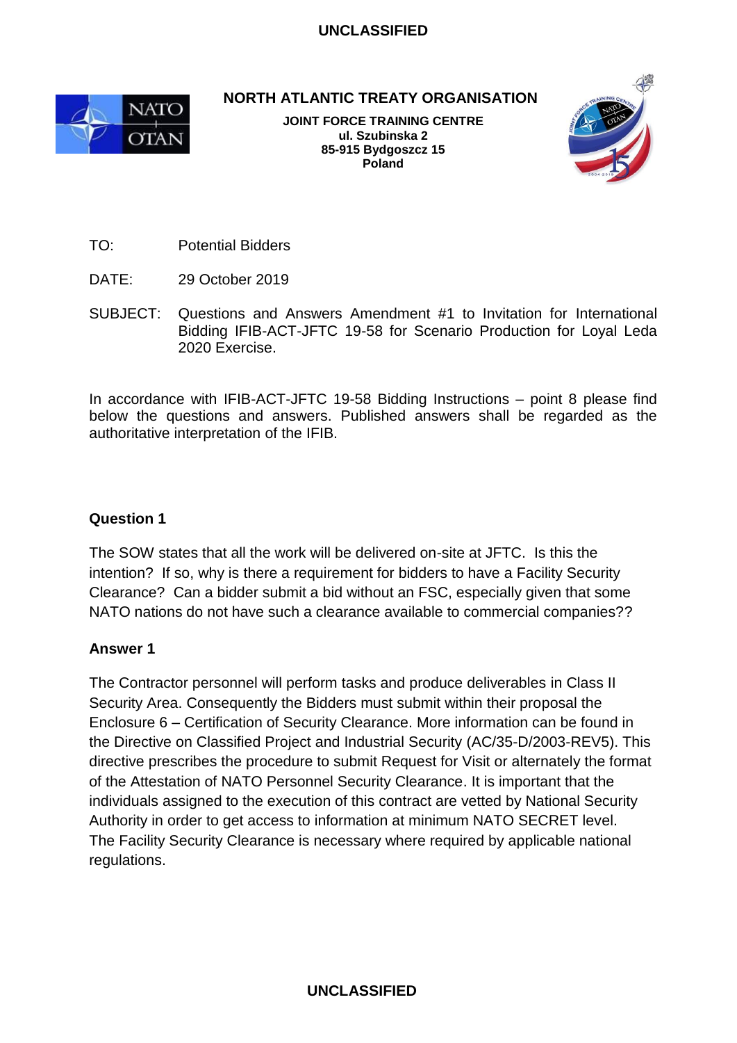**UNCLASSIFIED**

# NORTH ATLANTIC TREATY ORGANISATION

**JOINT FORCE TRAINING CENTRE**
**ul. Szubinska 2**
**85-915 Bydgoszcz 15**
**Poland**

TO: Potential Bidders

DATE: 29 October 2019

SUBJECT: Questions and Answers Amendment #1 to Invitation for International Bidding IFIB-ACT-JFTC 19-58 for Scenario Production for Loyal Leda 2020 Exercise.

In accordance with IFIB-ACT-JFTC 19-58 Bidding Instructions – point 8 please find below the questions and answers. Published answers shall be regarded as the authoritative interpretation of the IFIB.

### Question 1

The SOW states that all the work will be delivered on-site at JFTC. Is this the intention? If so, why is there a requirement for bidders to have a Facility Security Clearance? Can a bidder submit a bid without an FSC, especially given that some NATO nations do not have such a clearance available to commercial companies??

### Answer 1

The Contractor personnel will perform tasks and produce deliverables in Class II Security Area. Consequently the Bidders must submit within their proposal the Enclosure 6 – Certification of Security Clearance. More information can be found in the Directive on Classified Project and Industrial Security (AC/35-D/2003-REV5). This directive prescribes the procedure to submit Request for Visit or alternately the format of the Attestation of NATO Personnel Security Clearance. It is important that the individuals assigned to the execution of this contract are vetted by National Security Authority in order to get access to information at minimum NATO SECRET level. The Facility Security Clearance is necessary where required by applicable national regulations.

**UNCLASSIFIED**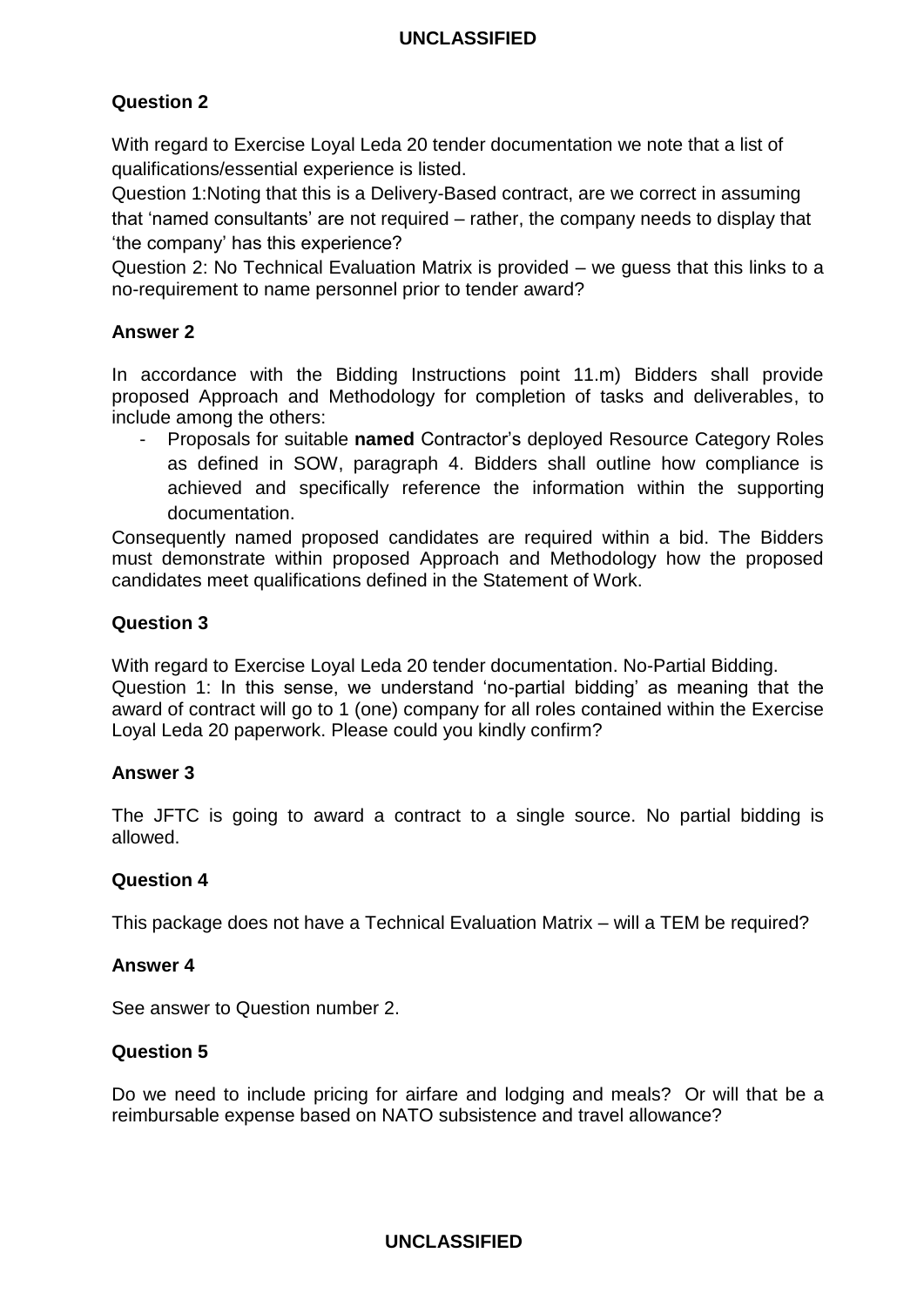**Question 2**

With regard to Exercise Loyal Leda 20 tender documentation we note that a list of qualifications/essential experience is listed.

Question 1:Noting that this is a Delivery-Based contract, are we correct in assuming that 'named consultants' are not required – rather, the company needs to display that 'the company' has this experience?

Question 2: No Technical Evaluation Matrix is provided – we guess that this links to a no-requirement to name personnel prior to tender award?

**Answer 2**

In accordance with the Bidding Instructions point 11.m) Bidders shall provide proposed Approach and Methodology for completion of tasks and deliverables, to include among the others:

- Proposals for suitable **named** Contractor's deployed Resource Category Roles as defined in SOW, paragraph 4. Bidders shall outline how compliance is achieved and specifically reference the information within the supporting documentation.

Consequently named proposed candidates are required within a bid. The Bidders must demonstrate within proposed Approach and Methodology how the proposed candidates meet qualifications defined in the Statement of Work.

**Question 3**

With regard to Exercise Loyal Leda 20 tender documentation. No-Partial Bidding.

Question 1: In this sense, we understand 'no-partial bidding' as meaning that the award of contract will go to 1 (one) company for all roles contained within the Exercise Loyal Leda 20 paperwork. Please could you kindly confirm?

**Answer 3**

The JFTC is going to award a contract to a single source. No partial bidding is allowed.

**Question 4**

This package does not have a Technical Evaluation Matrix – will a TEM be required?

**Answer 4**

See answer to Question number 2.

**Question 5**

Do we need to include pricing for airfare and lodging and meals? Or will that be a reimbursable expense based on NATO subsistence and travel allowance?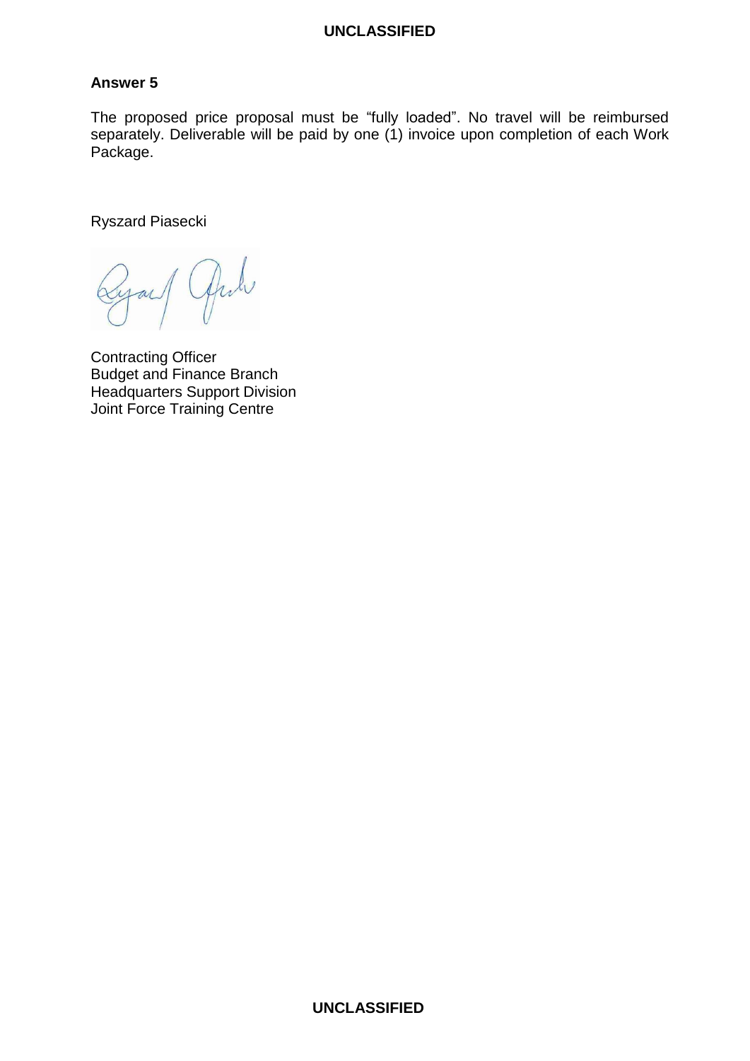**Answer 5**

The proposed price proposal must be "fully loaded". No travel will be reimbursed separately. Deliverable will be paid by one (1) invoice upon completion of each Work Package.

Ryszard Piasecki

Contracting Officer
Budget and Finance Branch
Headquarters Support Division
Joint Force Training Centre